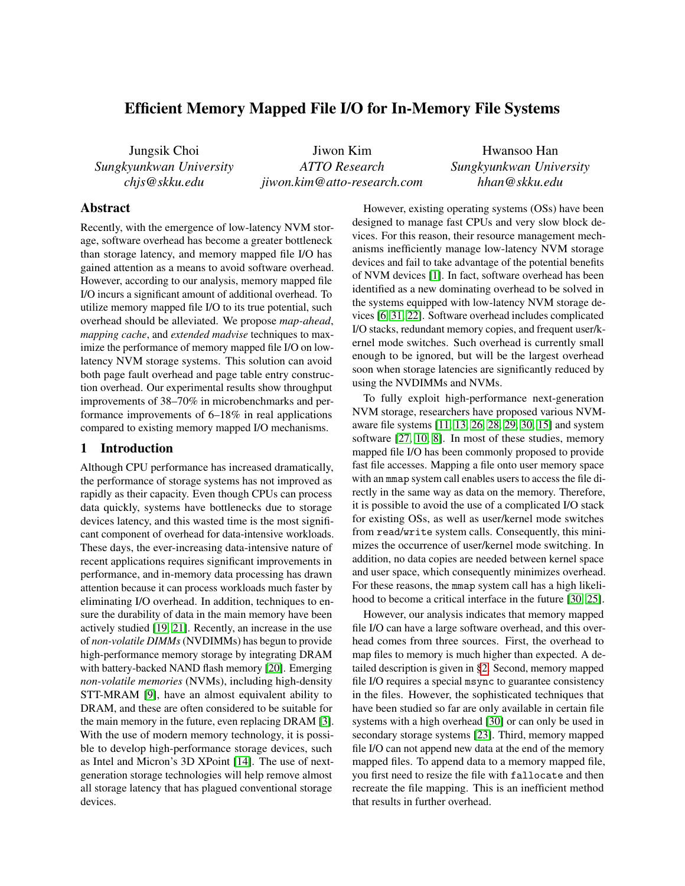# Efficient Memory Mapped File I/O for In-Memory File Systems

Jungsik Choi
*Sungkyunkwan University*
*chjs@skku.edu*

Jiwon Kim
*ATTO Research*
*jiwon.kim@atto-research.com*

Hwansoo Han
*Sungkyunkwan University*
*hhan@skku.edu*

## Abstract

Recently, with the emergence of low-latency NVM storage, software overhead has become a greater bottleneck than storage latency, and memory mapped file I/O has gained attention as a means to avoid software overhead. However, according to our analysis, memory mapped file I/O incurs a significant amount of additional overhead. To utilize memory mapped file I/O to its true potential, such overhead should be alleviated. We propose *map-ahead*, *mapping cache*, and *extended madvise* techniques to maximize the performance of memory mapped file I/O on low-latency NVM storage systems. This solution can avoid both page fault overhead and page table entry construction overhead. Our experimental results show throughput improvements of 38–70% in microbenchmarks and performance improvements of 6–18% in real applications compared to existing memory mapped I/O mechanisms.

## 1 Introduction

Although CPU performance has increased dramatically, the performance of storage systems has not improved as rapidly as their capacity. Even though CPUs can process data quickly, systems have bottlenecks due to storage devices latency, and this wasted time is the most significant component of overhead for data-intensive workloads. These days, the ever-increasing data-intensive nature of recent applications requires significant improvements in performance, and in-memory data processing has drawn attention because it can process workloads much faster by eliminating I/O overhead. In addition, techniques to ensure the durability of data in the main memory have been actively studied [19, 21]. Recently, an increase in the use of *non-volatile DIMMs* (NVDIMMs) has begun to provide high-performance memory storage by integrating DRAM with battery-backed NAND flash memory [20]. Emerging *non-volatile memories* (NVMs), including high-density STT-MRAM [9], have an almost equivalent ability to DRAM, and these are often considered to be suitable for the main memory in the future, even replacing DRAM [3]. With the use of modern memory technology, it is possible to develop high-performance storage devices, such as Intel and Micron's 3D XPoint [14]. The use of next-generation storage technologies will help remove almost all storage latency that has plagued conventional storage devices.

However, existing operating systems (OSs) have been designed to manage fast CPUs and very slow block devices. For this reason, their resource management mechanisms inefficiently manage low-latency NVM storage devices and fail to take advantage of the potential benefits of NVM devices [1]. In fact, software overhead has been identified as a new dominating overhead to be solved in the systems equipped with low-latency NVM storage devices [6, 31, 22]. Software overhead includes complicated I/O stacks, redundant memory copies, and frequent user/kernel mode switches. Such overhead is currently small enough to be ignored, but will be the largest overhead soon when storage latencies are significantly reduced by using the NVDIMMs and NVMs.

To fully exploit high-performance next-generation NVM storage, researchers have proposed various NVM-aware file systems [11, 13, 26, 28, 29, 30, 15] and system software [27, 10, 8]. In most of these studies, memory mapped file I/O has been commonly proposed to provide fast file accesses. Mapping a file onto user memory space with an `mmap` system call enables users to access the file directly in the same way as data on the memory. Therefore, it is possible to avoid the use of a complicated I/O stack for existing OSs, as well as user/kernel mode switches from `read`/`write` system calls. Consequently, this minimizes the occurrence of user/kernel mode switching. In addition, no data copies are needed between kernel space and user space, which consequently minimizes overhead. For these reasons, the `mmap` system call has a high likelihood to become a critical interface in the future [30, 25].

However, our analysis indicates that memory mapped file I/O can have a large software overhead, and this overhead comes from three sources. First, the overhead to map files to memory is much higher than expected. A detailed description is given in §2. Second, memory mapped I/O requires a special `msync` to guarantee consistency in the files. However, the sophisticated techniques that have been studied so far are only available in certain file systems with a high overhead [30] or can only be used in secondary storage systems [23]. Third, memory mapped file I/O can not append new data at the end of the memory mapped files. To append data to a memory mapped file, you first need to resize the file with `fallocate` and then recreate the file mapping. This is an inefficient method that results in further overhead.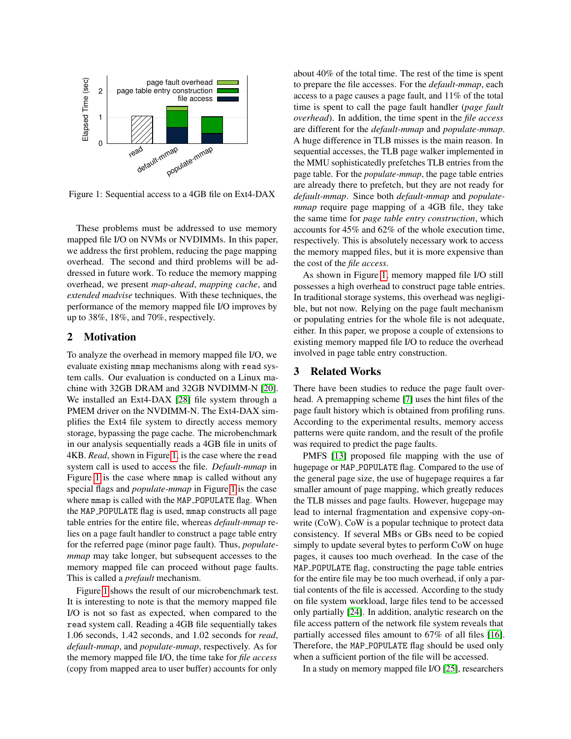Figure 1: Sequential access to a 4GB file on Ext4-DAX

These problems must be addressed to use memory mapped file I/O on NVMs or NVDIMMs. In this paper, we address the first problem, reducing the page mapping overhead. The second and third problems will be addressed in future work. To reduce the memory mapping overhead, we present *map-ahead*, *mapping cache*, and *extended madvise* techniques. With these techniques, the performance of the memory mapped file I/O improves by up to 38%, 18%, and 70%, respectively.

## 2 Motivation

To analyze the overhead in memory mapped file I/O, we evaluate existing `mmap` mechanisms along with `read` system calls. Our evaluation is conducted on a Linux machine with 32GB DRAM and 32GB NVDIMM-N [20]. We installed an Ext4-DAX [28] file system through a PMEM driver on the NVDIMM-N. The Ext4-DAX simplifies the Ext4 file system to directly access memory storage, bypassing the page cache. The microbenchmark in our analysis sequentially reads a 4GB file in units of 4KB. *Read*, shown in Figure 1, is the case where the `read` system call is used to access the file. *Default-mmap* in Figure 1 is the case where `mmap` is called without any special flags and *populate-mmap* in Figure 1 is the case where `mmap` is called with the `MAP_POPULATE` flag. When the `MAP_POPULATE` flag is used, `mmap` constructs all page table entries for the entire file, whereas *default-mmap* relies on a page fault handler to construct a page table entry for the referred page (minor page fault). Thus, *populate-mmap* may take longer, but subsequent accesses to the memory mapped file can proceed without page faults. This is called a *prefault* mechanism.

Figure 1 shows the result of our microbenchmark test. It is interesting to note is that the memory mapped file I/O is not so fast as expected, when compared to the `read` system call. Reading a 4GB file sequentially takes 1.06 seconds, 1.42 seconds, and 1.02 seconds for *read*, *default-mmap*, and *populate-mmap*, respectively. As for the memory mapped file I/O, the time take for *file access* (copy from mapped area to user buffer) accounts for only about 40% of the total time. The rest of the time is spent to prepare the file accesses. For the *default-mmap*, each access to a page causes a page fault, and 11% of the total time is spent to call the page fault handler (*page fault overhead*). In addition, the time spent in the *file access* are different for the *default-mmap* and *populate-mmap*. A huge difference in TLB misses is the main reason. In sequential accesses, the TLB page walker implemented in the MMU sophisticatedly prefetches TLB entries from the page table. For the *populate-mmap*, the page table entries are already there to prefetch, but they are not ready for *default-mmap*. Since both *default-mmap* and *populate-mmap* require page mapping of a 4GB file, they take the same time for *page table entry construction*, which accounts for 45% and 62% of the whole execution time, respectively. This is absolutely necessary work to access the memory mapped files, but it is more expensive than the cost of the *file access*.

As shown in Figure 1, memory mapped file I/O still possesses a high overhead to construct page table entries. In traditional storage systems, this overhead was negligible, but not now. Relying on the page fault mechanism or populating entries for the whole file is not adequate, either. In this paper, we propose a couple of extensions to existing memory mapped file I/O to reduce the overhead involved in page table entry construction.

## 3 Related Works

There have been studies to reduce the page fault overhead. A premapping scheme [7] uses the hint files of the page fault history which is obtained from profiling runs. According to the experimental results, memory access patterns were quite random, and the result of the profile was required to predict the page faults.

PMFS [13] proposed file mapping with the use of hugepage or `MAP_POPULATE` flag. Compared to the use of the general page size, the use of hugepage requires a far smaller amount of page mapping, which greatly reduces the TLB misses and page faults. However, hugepage may lead to internal fragmentation and expensive copy-on-write (CoW). CoW is a popular technique to protect data consistency. If several MBs or GBs need to be copied simply to update several bytes to perform CoW on huge pages, it causes too much overhead. In the case of the `MAP_POPULATE` flag, constructing the page table entries for the entire file may be too much overhead, if only a partial contents of the file is accessed. According to the study on file system workload, large files tend to be accessed only partially [24]. In addition, analytic research on the file access pattern of the network file system reveals that partially accessed files amount to 67% of all files [16]. Therefore, the `MAP_POPULATE` flag should be used only when a sufficient portion of the file will be accessed.

In a study on memory mapped file I/O [25], researchers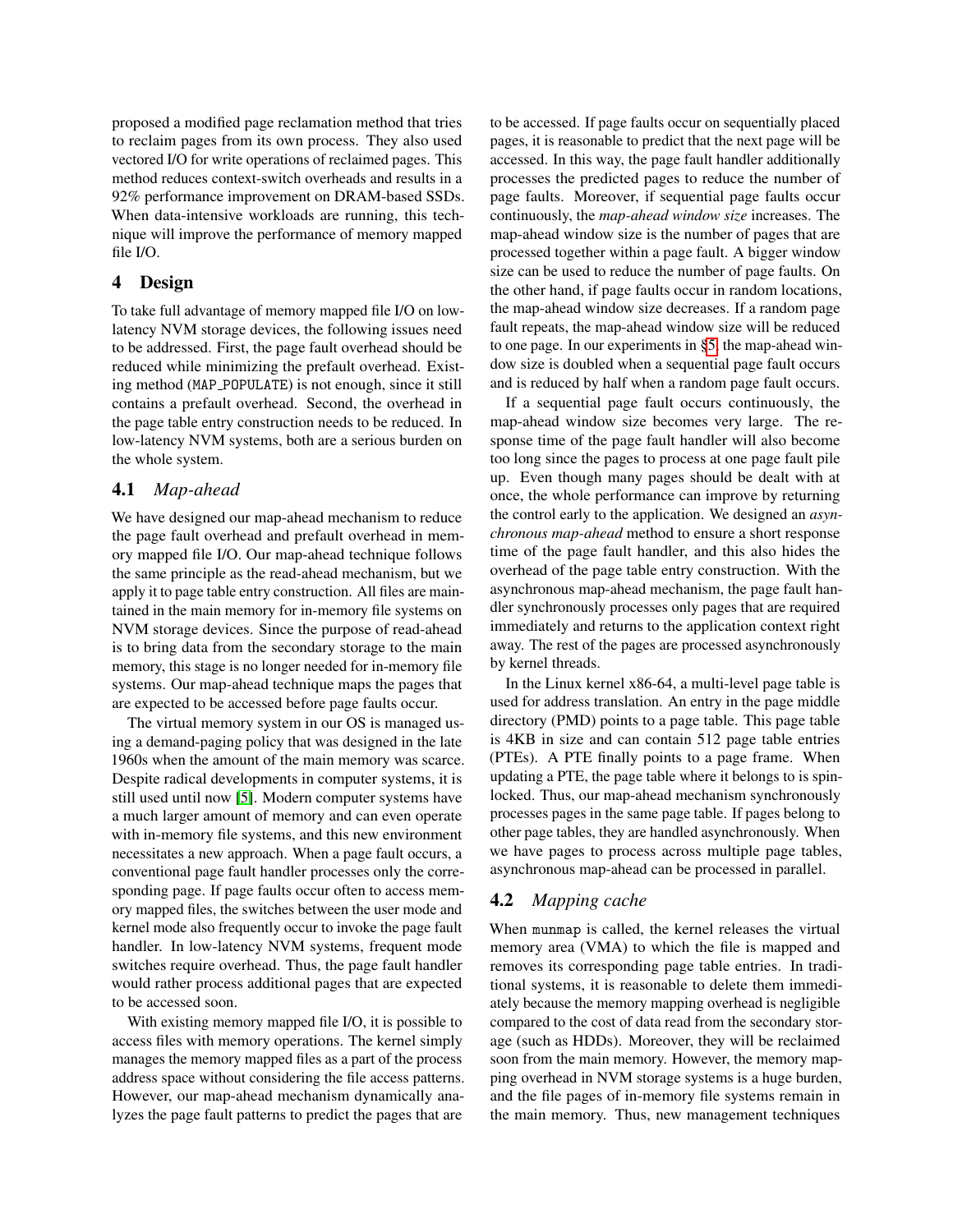proposed a modified page reclamation method that tries to reclaim pages from its own process. They also used vectored I/O for write operations of reclaimed pages. This method reduces context-switch overheads and results in a 92% performance improvement on DRAM-based SSDs. When data-intensive workloads are running, this technique will improve the performance of memory mapped file I/O.

## 4 Design

To take full advantage of memory mapped file I/O on low-latency NVM storage devices, the following issues need to be addressed. First, the page fault overhead should be reduced while minimizing the prefault overhead. Existing method (`MAP_POPULATE`) is not enough, since it still contains a prefault overhead. Second, the overhead in the page table entry construction needs to be reduced. In low-latency NVM systems, both are a serious burden on the whole system.

### 4.1 *Map-ahead*

We have designed our map-ahead mechanism to reduce the page fault overhead and prefault overhead in memory mapped file I/O. Our map-ahead technique follows the same principle as the read-ahead mechanism, but we apply it to page table entry construction. All files are maintained in the main memory for in-memory file systems on NVM storage devices. Since the purpose of read-ahead is to bring data from the secondary storage to the main memory, this stage is no longer needed for in-memory file systems. Our map-ahead technique maps the pages that are expected to be accessed before page faults occur.

The virtual memory system in our OS is managed using a demand-paging policy that was designed in the late 1960s when the amount of the main memory was scarce. Despite radical developments in computer systems, it is still used until now [5]. Modern computer systems have a much larger amount of memory and can even operate with in-memory file systems, and this new environment necessitates a new approach. When a page fault occurs, a conventional page fault handler processes only the corresponding page. If page faults occur often to access memory mapped files, the switches between the user mode and kernel mode also frequently occur to invoke the page fault handler. In low-latency NVM systems, frequent mode switches require overhead. Thus, the page fault handler would rather process additional pages that are expected to be accessed soon.

With existing memory mapped file I/O, it is possible to access files with memory operations. The kernel simply manages the memory mapped files as a part of the process address space without considering the file access patterns. However, our map-ahead mechanism dynamically analyzes the page fault patterns to predict the pages that are to be accessed. If page faults occur on sequentially placed pages, it is reasonable to predict that the next page will be accessed. In this way, the page fault handler additionally processes the predicted pages to reduce the number of page faults. Moreover, if sequential page faults occur continuously, the *map-ahead window size* increases. The map-ahead window size is the number of pages that are processed together within a page fault. A bigger window size can be used to reduce the number of page faults. On the other hand, if page faults occur in random locations, the map-ahead window size decreases. If a random page fault repeats, the map-ahead window size will be reduced to one page. In our experiments in §5, the map-ahead window size is doubled when a sequential page fault occurs and is reduced by half when a random page fault occurs.

If a sequential page fault occurs continuously, the map-ahead window size becomes very large. The response time of the page fault handler will also become too long since the pages to process at one page fault pile up. Even though many pages should be dealt with at once, the whole performance can improve by returning the control early to the application. We designed an *asynchronous map-ahead* method to ensure a short response time of the page fault handler, and this also hides the overhead of the page table entry construction. With the asynchronous map-ahead mechanism, the page fault handler synchronously processes only pages that are required immediately and returns to the application context right away. The rest of the pages are processed asynchronously by kernel threads.

In the Linux kernel x86-64, a multi-level page table is used for address translation. An entry in the page middle directory (PMD) points to a page table. This page table is 4KB in size and can contain 512 page table entries (PTEs). A PTE finally points to a page frame. When updating a PTE, the page table where it belongs to is spin-locked. Thus, our map-ahead mechanism synchronously processes pages in the same page table. If pages belong to other page tables, they are handled asynchronously. When we have pages to process across multiple page tables, asynchronous map-ahead can be processed in parallel.

### 4.2 *Mapping cache*

When `munmap` is called, the kernel releases the virtual memory area (VMA) to which the file is mapped and removes its corresponding page table entries. In traditional systems, it is reasonable to delete them immediately because the memory mapping overhead is negligible compared to the cost of data read from the secondary storage (such as HDDs). Moreover, they will be reclaimed soon from the main memory. However, the memory mapping overhead in NVM storage systems is a huge burden, and the file pages of in-memory file systems remain in the main memory. Thus, new management techniques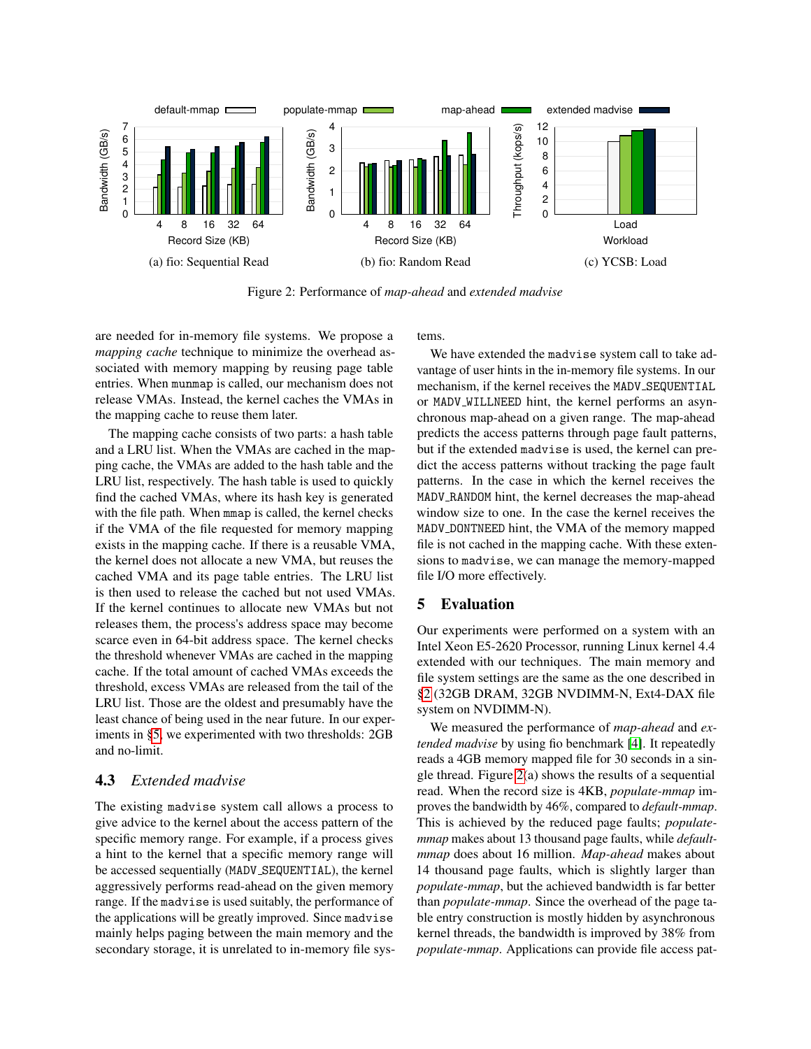Figure 2: Performance of *map-ahead* and *extended madvise*

are needed for in-memory file systems. We propose a *mapping cache* technique to minimize the overhead associated with memory mapping by reusing page table entries. When munmap is called, our mechanism does not release VMAs. Instead, the kernel caches the VMAs in the mapping cache to reuse them later.

The mapping cache consists of two parts: a hash table and a LRU list. When the VMAs are cached in the mapping cache, the VMAs are added to the hash table and the LRU list, respectively. The hash table is used to quickly find the cached VMAs, where its hash key is generated with the file path. When mmap is called, the kernel checks if the VMA of the file requested for memory mapping exists in the mapping cache. If there is a reusable VMA, the kernel does not allocate a new VMA, but reuses the cached VMA and its page table entries. The LRU list is then used to release the cached but not used VMAs. If the kernel continues to allocate new VMAs but not releases them, the process's address space may become scarce even in 64-bit address space. The kernel checks the threshold whenever VMAs are cached in the mapping cache. If the total amount of cached VMAs exceeds the threshold, excess VMAs are released from the tail of the LRU list. Those are the oldest and presumably have the least chance of being used in the near future. In our experiments in §5, we experimented with two thresholds: 2GB and no-limit.

### 4.3 *Extended madvise*

The existing madvise system call allows a process to give advice to the kernel about the access pattern of the specific memory range. For example, if a process gives a hint to the kernel that a specific memory range will be accessed sequentially (MADV_SEQUENTIAL), the kernel aggressively performs read-ahead on the given memory range. If the madvise is used suitably, the performance of the applications will be greatly improved. Since madvise mainly helps paging between the main memory and the secondary storage, it is unrelated to in-memory file systems.

We have extended the madvise system call to take advantage of user hints in the in-memory file systems. In our mechanism, if the kernel receives the MADV_SEQUENTIAL or MADV_WILLNEED hint, the kernel performs an asynchronous map-ahead on a given range. The map-ahead predicts the access patterns through page fault patterns, but if the extended madvise is used, the kernel can predict the access patterns without tracking the page fault patterns. In the case in which the kernel receives the MADV_RANDOM hint, the kernel decreases the map-ahead window size to one. In the case the kernel receives the MADV_DONTNEED hint, the VMA of the memory mapped file is not cached in the mapping cache. With these extensions to madvise, we can manage the memory-mapped file I/O more effectively.

## 5 Evaluation

Our experiments were performed on a system with an Intel Xeon E5-2620 Processor, running Linux kernel 4.4 extended with our techniques. The main memory and file system settings are the same as the one described in §2 (32GB DRAM, 32GB NVDIMM-N, Ext4-DAX file system on NVDIMM-N).

We measured the performance of *map-ahead* and *extended madvise* by using fio benchmark [4]. It repeatedly reads a 4GB memory mapped file for 30 seconds in a single thread. Figure 2(a) shows the results of a sequential read. When the record size is 4KB, *populate-mmap* improves the bandwidth by 46%, compared to *default-mmap*. This is achieved by the reduced page faults; *populate-mmap* makes about 13 thousand page faults, while *default-mmap* does about 16 million. *Map-ahead* makes about 14 thousand page faults, which is slightly larger than *populate-mmap*, but the achieved bandwidth is far better than *populate-mmap*. Since the overhead of the page table entry construction is mostly hidden by asynchronous kernel threads, the bandwidth is improved by 38% from *populate-mmap*. Applications can provide file access pat-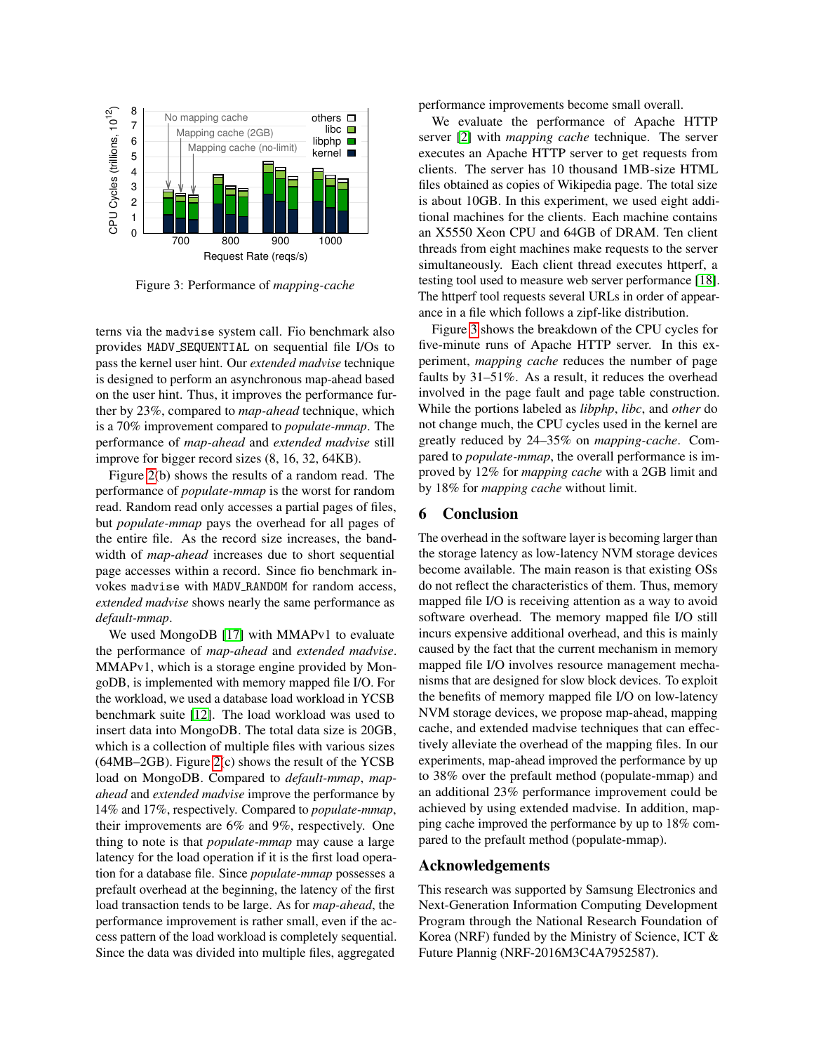Figure 3: Performance of *mapping-cache*

terns via the `madvise` system call. Fio benchmark also provides `MADV_SEQUENTIAL` on sequential file I/Os to pass the kernel user hint. Our *extended madvise* technique is designed to perform an asynchronous map-ahead based on the user hint. Thus, it improves the performance further by 23%, compared to *map-ahead* technique, which is a 70% improvement compared to *populate-mmap*. The performance of *map-ahead* and *extended madvise* still improve for bigger record sizes (8, 16, 32, 64KB).

Figure 2(b) shows the results of a random read. The performance of *populate-mmap* is the worst for random read. Random read only accesses a partial pages of files, but *populate-mmap* pays the overhead for all pages of the entire file. As the record size increases, the bandwidth of *map-ahead* increases due to short sequential page accesses within a record. Since fio benchmark invokes `madvise` with `MADV_RANDOM` for random access, *extended madvise* shows nearly the same performance as *default-mmap*.

We used MongoDB [17] with MMAPv1 to evaluate the performance of *map-ahead* and *extended madvise*. MMAPv1, which is a storage engine provided by MongoDB, is implemented with memory mapped file I/O. For the workload, we used a database load workload in YCSB benchmark suite [12]. The load workload was used to insert data into MongoDB. The total data size is 20GB, which is a collection of multiple files with various sizes (64MB–2GB). Figure 2(c) shows the result of the YCSB load on MongoDB. Compared to *default-mmap*, *map-ahead* and *extended madvise* improve the performance by 14% and 17%, respectively. Compared to *populate-mmap*, their improvements are 6% and 9%, respectively. One thing to note is that *populate-mmap* may cause a large latency for the load operation if it is the first load operation for a database file. Since *populate-mmap* possesses a prefault overhead at the beginning, the latency of the first load transaction tends to be large. As for *map-ahead*, the performance improvement is rather small, even if the access pattern of the load workload is completely sequential. Since the data was divided into multiple files, aggregated performance improvements become small overall.

We evaluate the performance of Apache HTTP server [2] with *mapping cache* technique. The server executes an Apache HTTP server to get requests from clients. The server has 10 thousand 1MB-size HTML files obtained as copies of Wikipedia page. The total size is about 10GB. In this experiment, we used eight additional machines for the clients. Each machine contains an X5550 Xeon CPU and 64GB of DRAM. Ten client threads from eight machines make requests to the server simultaneously. Each client thread executes httperf, a testing tool used to measure web server performance [18]. The httperf tool requests several URLs in order of appearance in a file which follows a zipf-like distribution.

Figure 3 shows the breakdown of the CPU cycles for five-minute runs of Apache HTTP server. In this experiment, *mapping cache* reduces the number of page faults by 31–51%. As a result, it reduces the overhead involved in the page fault and page table construction. While the portions labeled as *libphp*, *libc*, and *other* do not change much, the CPU cycles used in the kernel are greatly reduced by 24–35% on *mapping-cache*. Compared to *populate-mmap*, the overall performance is improved by 12% for *mapping cache* with a 2GB limit and by 18% for *mapping cache* without limit.

## 6 Conclusion

The overhead in the software layer is becoming larger than the storage latency as low-latency NVM storage devices become available. The main reason is that existing OSs do not reflect the characteristics of them. Thus, memory mapped file I/O is receiving attention as a way to avoid software overhead. The memory mapped file I/O still incurs expensive additional overhead, and this is mainly caused by the fact that the current mechanism in memory mapped file I/O involves resource management mechanisms that are designed for slow block devices. To exploit the benefits of memory mapped file I/O on low-latency NVM storage devices, we propose map-ahead, mapping cache, and extended madvise techniques that can effectively alleviate the overhead of the mapping files. In our experiments, map-ahead improved the performance by up to 38% over the prefault method (populate-mmap) and an additional 23% performance improvement could be achieved by using extended madvise. In addition, mapping cache improved the performance by up to 18% compared to the prefault method (populate-mmap).

## Acknowledgements

This research was supported by Samsung Electronics and Next-Generation Information Computing Development Program through the National Research Foundation of Korea (NRF) funded by the Ministry of Science, ICT & Future Plannig (NRF-2016M3C4A7952587).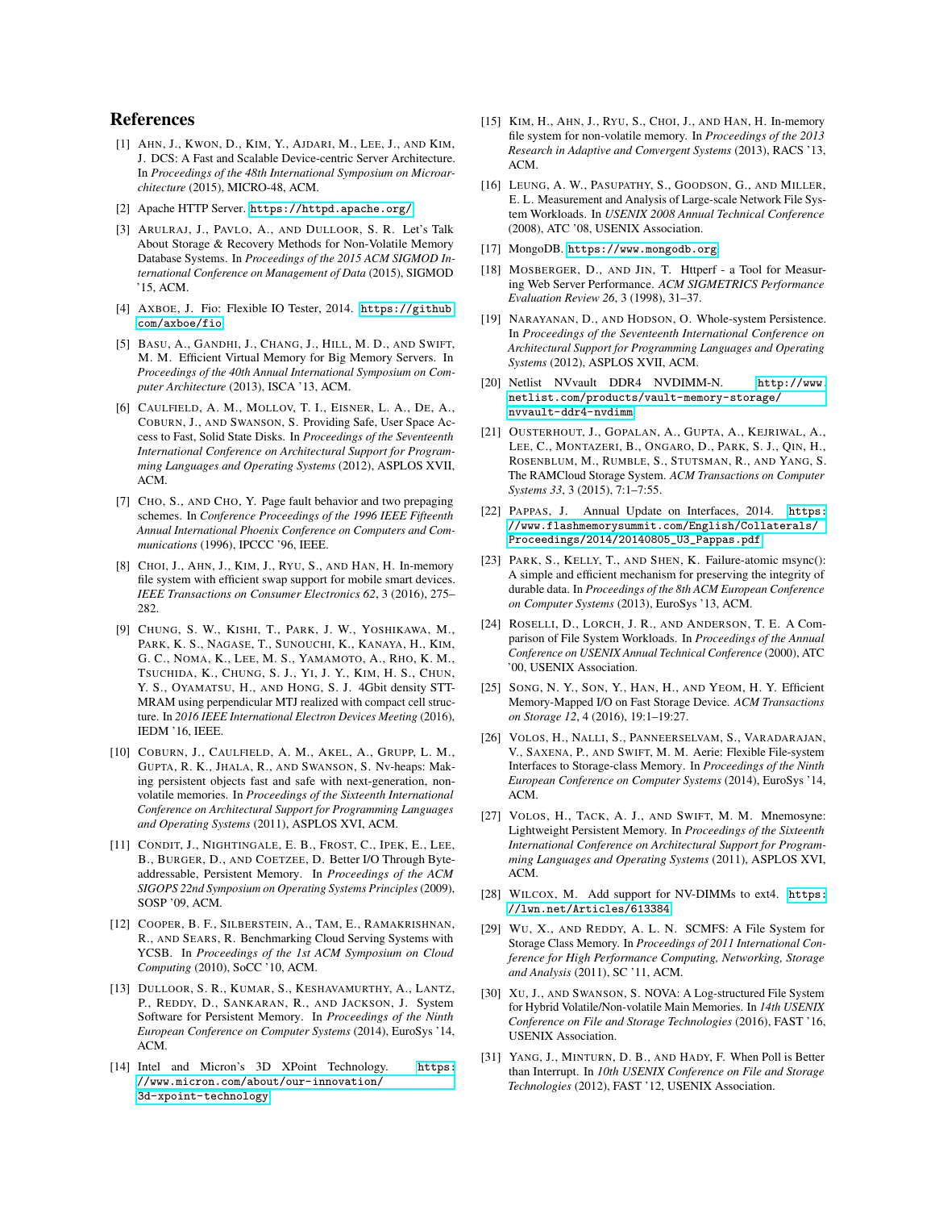## References

[1] Ahn, J., Kwon, D., Kim, Y., Ajdari, M., Lee, J., and Kim, J. DCS: A Fast and Scalable Device-centric Server Architecture. In *Proceedings of the 48th International Symposium on Microarchitecture* (2015), MICRO-48, ACM.

[2] Apache HTTP Server. https://httpd.apache.org/

[3] Arulraj, J., Pavlo, A., and Dulloor, S. R. Let's Talk About Storage & Recovery Methods for Non-Volatile Memory Database Systems. In *Proceedings of the 2015 ACM SIGMOD International Conference on Management of Data* (2015), SIGMOD '15, ACM.

[4] Axboe, J. Fio: Flexible IO Tester, 2014. https://github.com/axboe/fio

[5] Basu, A., Gandhi, J., Chang, J., Hill, M. D., and Swift, M. M. Efficient Virtual Memory for Big Memory Servers. In *Proceedings of the 40th Annual International Symposium on Computer Architecture* (2013), ISCA '13, ACM.

[6] Caulfield, A. M., Mollov, T. I., Eisner, L. A., De, A., Coburn, J., and Swanson, S. Providing Safe, User Space Access to Fast, Solid State Disks. In *Proceedings of the Seventeenth International Conference on Architectural Support for Programming Languages and Operating Systems* (2012), ASPLOS XVII, ACM.

[7] Cho, S., and Cho, Y. Page fault behavior and two prepaging schemes. In *Conference Proceedings of the 1996 IEEE Fifteenth Annual International Phoenix Conference on Computers and Communications* (1996), IPCCC '96, IEEE.

[8] Choi, J., Ahn, J., Kim, J., Ryu, S., and Han, H. In-memory file system with efficient swap support for mobile smart devices. *IEEE Transactions on Consumer Electronics 62*, 3 (2016), 275–282.

[9] Chung, S. W., Kishi, T., Park, J. W., Yoshikawa, M., Park, K. S., Nagase, T., Sunouchi, K., Kanaya, H., Kim, G. C., Noma, K., Lee, M. S., Yamamoto, A., Rho, K. M., Tsuchida, K., Chung, S. J., Yi, J. Y., Kim, H. S., Chun, Y. S., Oyamatsu, H., and Hong, S. J. 4Gbit density STT-MRAM using perpendicular MTJ realized with compact cell structure. In *2016 IEEE International Electron Devices Meeting* (2016), IEDM '16, IEEE.

[10] Coburn, J., Caulfield, A. M., Akel, A., Grupp, L. M., Gupta, R. K., Jhala, R., and Swanson, S. Nv-heaps: Making persistent objects fast and safe with next-generation, non-volatile memories. In *Proceedings of the Sixteenth International Conference on Architectural Support for Programming Languages and Operating Systems* (2011), ASPLOS XVI, ACM.

[11] Condit, J., Nightingale, E. B., Frost, C., Ipek, E., Lee, B., Burger, D., and Coetzee, D. Better I/O Through Byte-addressable, Persistent Memory. In *Proceedings of the ACM SIGOPS 22nd Symposium on Operating Systems Principles* (2009), SOSP '09, ACM.

[12] Cooper, B. F., Silberstein, A., Tam, E., Ramakrishnan, R., and Sears, R. Benchmarking Cloud Serving Systems with YCSB. In *Proceedings of the 1st ACM Symposium on Cloud Computing* (2010), SoCC '10, ACM.

[13] Dulloor, S. R., Kumar, S., Keshavamurthy, A., Lantz, P., Reddy, D., Sankaran, R., and Jackson, J. System Software for Persistent Memory. In *Proceedings of the Ninth European Conference on Computer Systems* (2014), EuroSys '14, ACM.

[14] Intel and Micron's 3D XPoint Technology. https://www.micron.com/about/our-innovation/3d-xpoint-technology

[15] Kim, H., Ahn, J., Ryu, S., Choi, J., and Han, H. In-memory file system for non-volatile memory. In *Proceedings of the 2013 Research in Adaptive and Convergent Systems* (2013), RACS '13, ACM.

[16] Leung, A. W., Pasupathy, S., Goodson, G., and Miller, E. L. Measurement and Analysis of Large-scale Network File System Workloads. In *USENIX 2008 Annual Technical Conference* (2008), ATC '08, USENIX Association.

[17] MongoDB. https://www.mongodb.org

[18] Mosberger, D., and Jin, T. Httperf - a Tool for Measuring Web Server Performance. *ACM SIGMETRICS Performance Evaluation Review 26*, 3 (1998), 31–37.

[19] Narayanan, D., and Hodson, O. Whole-system Persistence. In *Proceedings of the Seventeenth International Conference on Architectural Support for Programming Languages and Operating Systems* (2012), ASPLOS XVII, ACM.

[20] Netlist NVvault DDR4 NVDIMM-N. http://www.netlist.com/products/vault-memory-storage/nvvault-ddr4-nvdimm

[21] Ousterhout, J., Gopalan, A., Gupta, A., Kejriwal, A., Lee, C., Montazeri, B., Ongaro, D., Park, S. J., Qin, H., Rosenblum, M., Rumble, S., Stutsman, R., and Yang, S. The RAMCloud Storage System. *ACM Transactions on Computer Systems 33*, 3 (2015), 7:1–7:55.

[22] Pappas, J. Annual Update on Interfaces, 2014. https://www.flashmemorysummit.com/English/Collaterals/Proceedings/2014/20140805_U3_Pappas.pdf

[23] Park, S., Kelly, T., and Shen, K. Failure-atomic msync(): A simple and efficient mechanism for preserving the integrity of durable data. In *Proceedings of the 8th ACM European Conference on Computer Systems* (2013), EuroSys '13, ACM.

[24] Roselli, D., Lorch, J. R., and Anderson, T. E. A Comparison of File System Workloads. In *Proceedings of the Annual Conference on USENIX Annual Technical Conference* (2000), ATC '00, USENIX Association.

[25] Song, N. Y., Son, Y., Han, H., and Yeom, H. Y. Efficient Memory-Mapped I/O on Fast Storage Device. *ACM Transactions on Storage 12*, 4 (2016), 19:1–19:27.

[26] Volos, H., Nalli, S., Panneerselvam, S., Varadarajan, V., Saxena, P., and Swift, M. M. Aerie: Flexible File-system Interfaces to Storage-class Memory. In *Proceedings of the Ninth European Conference on Computer Systems* (2014), EuroSys '14, ACM.

[27] Volos, H., Tack, A. J., and Swift, M. M. Mnemosyne: Lightweight Persistent Memory. In *Proceedings of the Sixteenth International Conference on Architectural Support for Programming Languages and Operating Systems* (2011), ASPLOS XVI, ACM.

[28] Wilcox, M. Add support for NV-DIMMs to ext4. https://lwn.net/Articles/613384

[29] Wu, X., and Reddy, A. L. N. SCMFS: A File System for Storage Class Memory. In *Proceedings of 2011 International Conference for High Performance Computing, Networking, Storage and Analysis* (2011), SC '11, ACM.

[30] Xu, J., and Swanson, S. NOVA: A Log-structured File System for Hybrid Volatile/Non-volatile Main Memories. In *14th USENIX Conference on File and Storage Technologies* (2016), FAST '16, USENIX Association.

[31] Yang, J., Minturn, D. B., and Hady, F. When Poll is Better than Interrupt. In *10th USENIX Conference on File and Storage Technologies* (2012), FAST '12, USENIX Association.